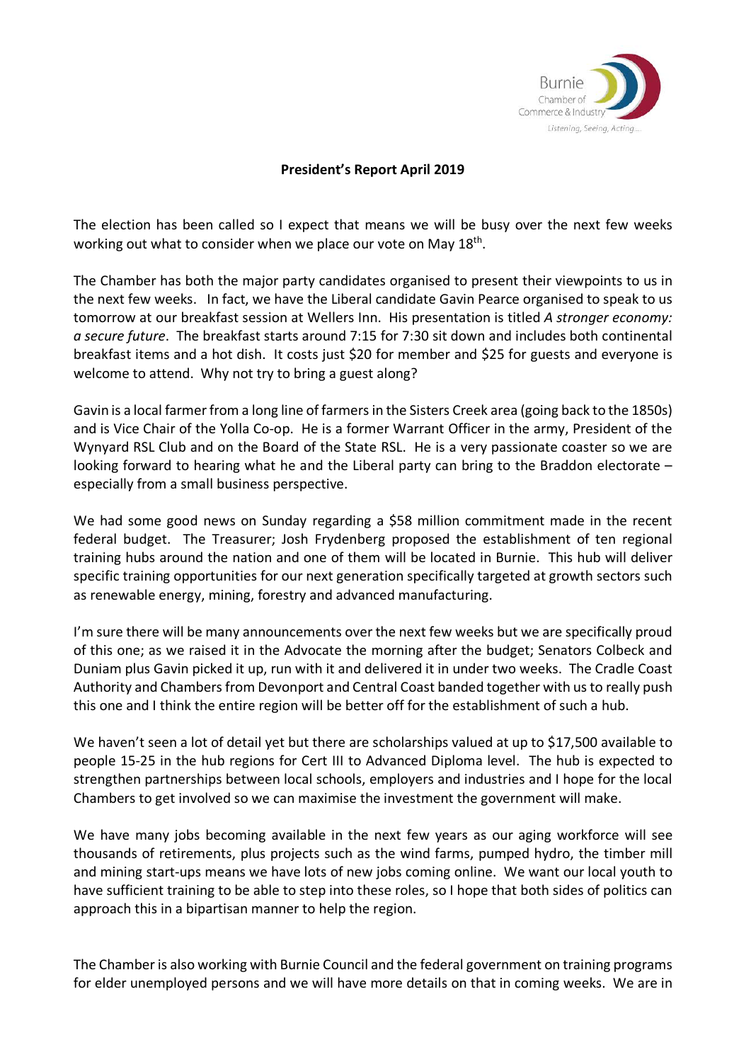Burnie Chamber of Commerce & Industry
*Listening, Seeing, Acting...*

**President's Report April 2019**

The election has been called so I expect that means we will be busy over the next few weeks working out what to consider when we place our vote on May 18th.

The Chamber has both the major party candidates organised to present their viewpoints to us in the next few weeks. In fact, we have the Liberal candidate Gavin Pearce organised to speak to us tomorrow at our breakfast session at Wellers Inn. His presentation is titled *A stronger economy: a secure future*. The breakfast starts around 7:15 for 7:30 sit down and includes both continental breakfast items and a hot dish. It costs just $20 for member and $25 for guests and everyone is welcome to attend. Why not try to bring a guest along?

Gavin is a local farmer from a long line of farmers in the Sisters Creek area (going back to the 1850s) and is Vice Chair of the Yolla Co-op. He is a former Warrant Officer in the army, President of the Wynyard RSL Club and on the Board of the State RSL. He is a very passionate coaster so we are looking forward to hearing what he and the Liberal party can bring to the Braddon electorate – especially from a small business perspective.

We had some good news on Sunday regarding a $58 million commitment made in the recent federal budget. The Treasurer; Josh Frydenberg proposed the establishment of ten regional training hubs around the nation and one of them will be located in Burnie. This hub will deliver specific training opportunities for our next generation specifically targeted at growth sectors such as renewable energy, mining, forestry and advanced manufacturing.

I'm sure there will be many announcements over the next few weeks but we are specifically proud of this one; as we raised it in the Advocate the morning after the budget; Senators Colbeck and Duniam plus Gavin picked it up, run with it and delivered it in under two weeks. The Cradle Coast Authority and Chambers from Devonport and Central Coast banded together with us to really push this one and I think the entire region will be better off for the establishment of such a hub.

We haven't seen a lot of detail yet but there are scholarships valued at up to $17,500 available to people 15-25 in the hub regions for Cert III to Advanced Diploma level. The hub is expected to strengthen partnerships between local schools, employers and industries and I hope for the local Chambers to get involved so we can maximise the investment the government will make.

We have many jobs becoming available in the next few years as our aging workforce will see thousands of retirements, plus projects such as the wind farms, pumped hydro, the timber mill and mining start-ups means we have lots of new jobs coming online. We want our local youth to have sufficient training to be able to step into these roles, so I hope that both sides of politics can approach this in a bipartisan manner to help the region.

The Chamber is also working with Burnie Council and the federal government on training programs for elder unemployed persons and we will have more details on that in coming weeks. We are in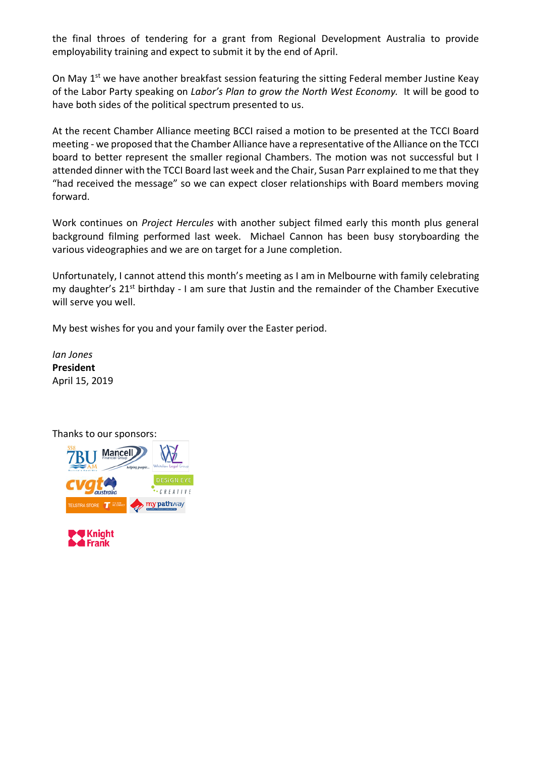the final throes of tendering for a grant from Regional Development Australia to provide employability training and expect to submit it by the end of April.

On May 1st we have another breakfast session featuring the sitting Federal member Justine Keay of the Labor Party speaking on *Labor's Plan to grow the North West Economy.* It will be good to have both sides of the political spectrum presented to us.

At the recent Chamber Alliance meeting BCCI raised a motion to be presented at the TCCI Board meeting - we proposed that the Chamber Alliance have a representative of the Alliance on the TCCI board to better represent the smaller regional Chambers. The motion was not successful but I attended dinner with the TCCI Board last week and the Chair, Susan Parr explained to me that they "had received the message" so we can expect closer relationships with Board members moving forward.

Work continues on *Project Hercules* with another subject filmed early this month plus general background filming performed last week. Michael Cannon has been busy storyboarding the various videographies and we are on target for a June completion.

Unfortunately, I cannot attend this month's meeting as I am in Melbourne with family celebrating my daughter's 21st birthday - I am sure that Justin and the remainder of the Chamber Executive will serve you well.

My best wishes for you and your family over the Easter period.

*Ian Jones*
**President**
April 15, 2019

Thanks to our sponsors:

558 7BU AM
Mancell Financial Group helping people...
Whitelaw Legal Group
cvgt australia
DESIGN EYE CREATIVE
TELSTRA STORE
my pathway
Knight Frank